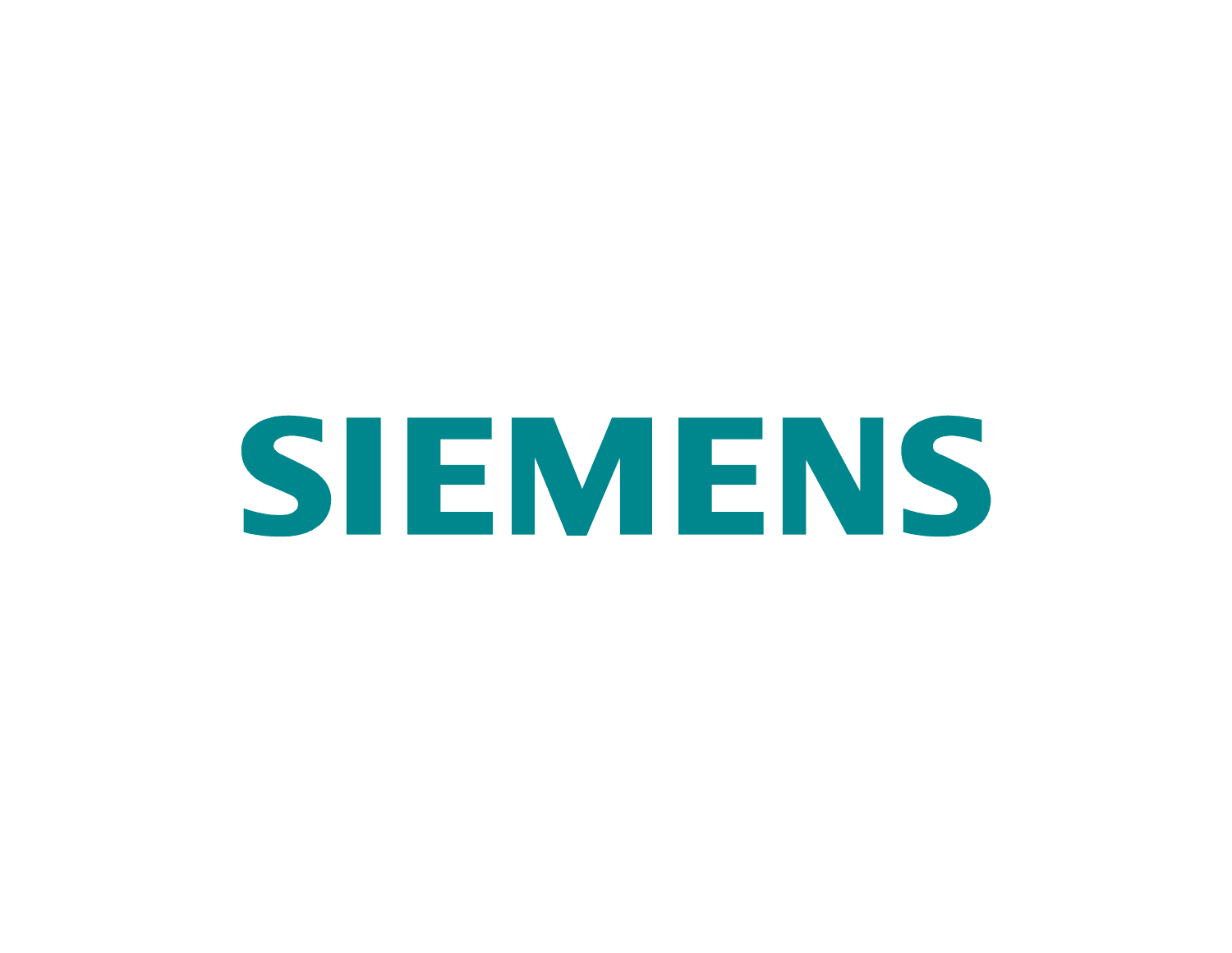SIEMENS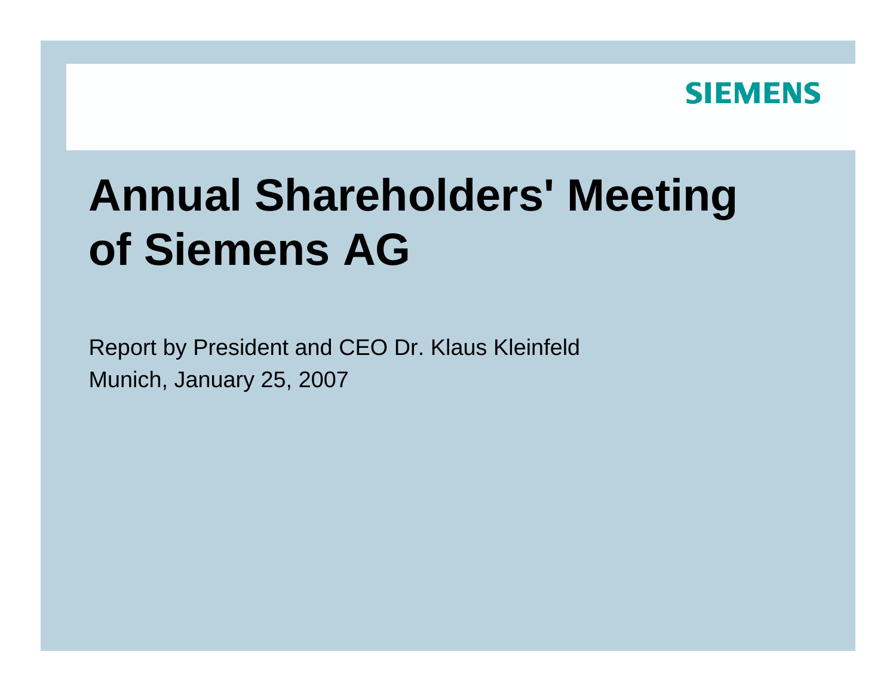SIEMENS

# Annual Shareholders' Meeting of Siemens AG

Report by President and CEO Dr. Klaus Kleinfeld

Munich, January 25, 2007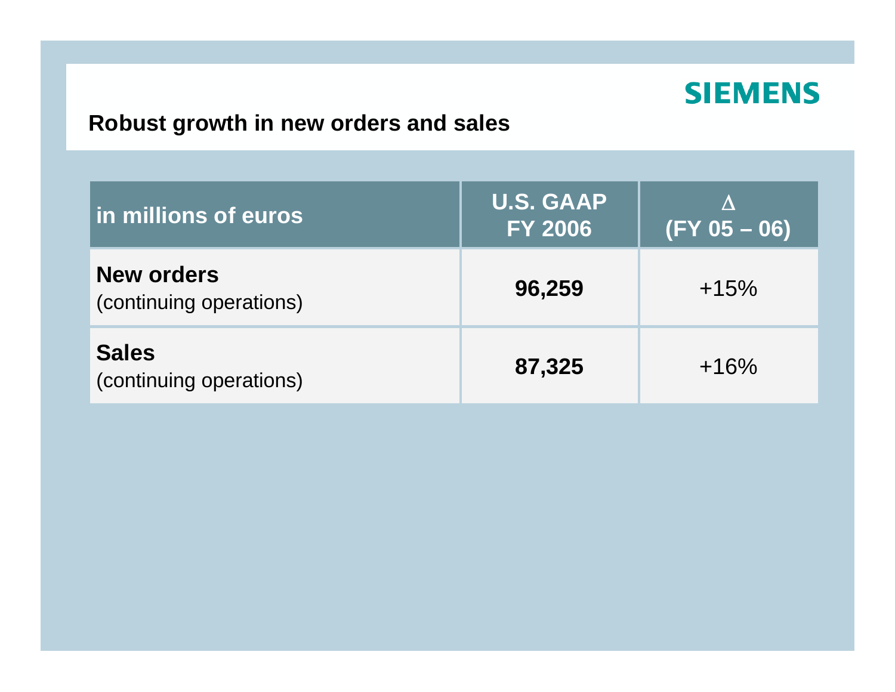SIEMENS

## Robust growth in new orders and sales

| in millions of euros | U.S. GAAP FY 2006 | Δ (FY 05 – 06) |
|---|---|---|
| **New orders** (continuing operations) | **96,259** | +15% |
| **Sales** (continuing operations) | **87,325** | +16% |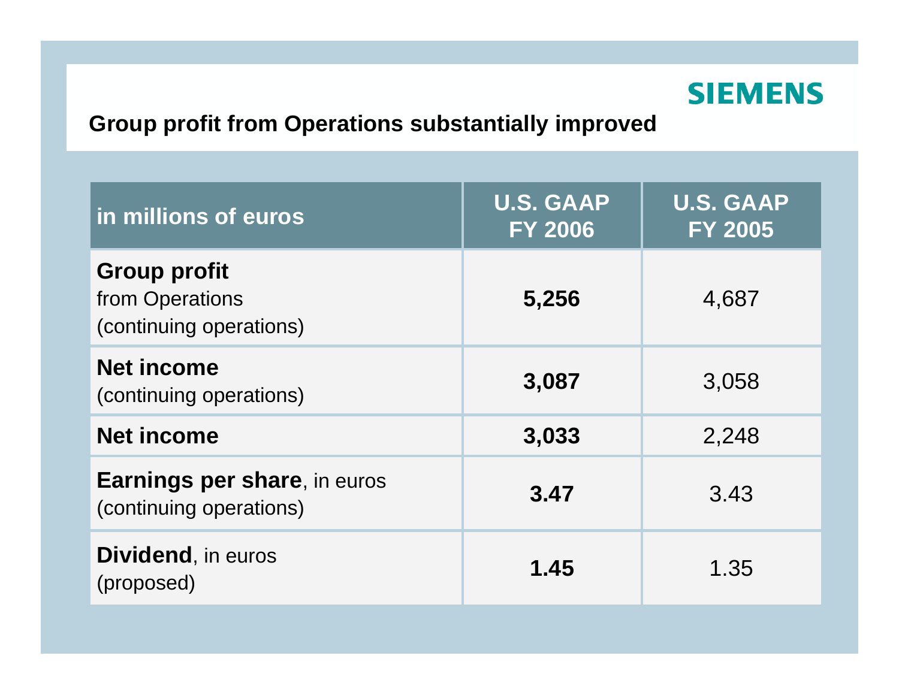SIEMENS

## Group profit from Operations substantially improved

| in millions of euros | U.S. GAAP FY 2006 | U.S. GAAP FY 2005 |
|---|---|---|
| **Group profit** from Operations (continuing operations) | **5,256** | 4,687 |
| **Net income** (continuing operations) | **3,087** | 3,058 |
| **Net income** | **3,033** | 2,248 |
| **Earnings per share**, in euros (continuing operations) | **3.47** | 3.43 |
| **Dividend**, in euros (proposed) | **1.45** | 1.35 |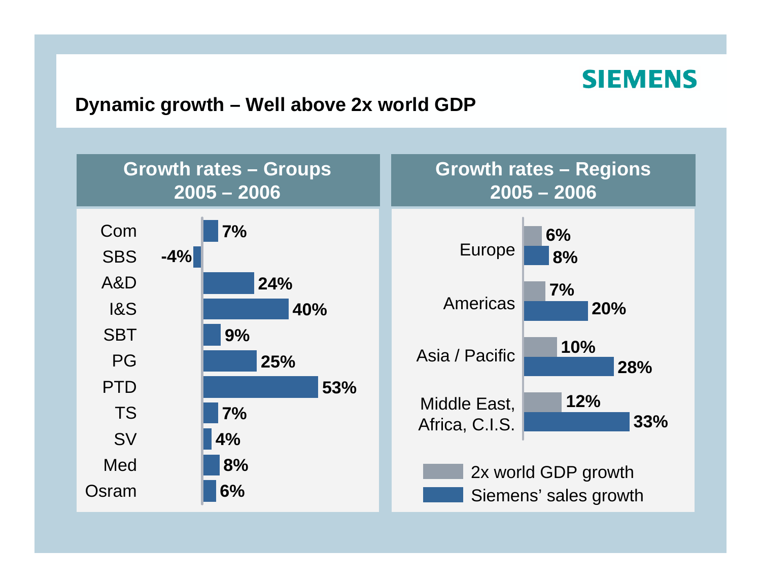SIEMENS

## Dynamic growth – Well above 2x world GDP

### Growth rates – Groups 2005 – 2006

| Group | Growth |
| --- | --- |
| Com | 7% |
| SBS | -4% |
| A&D | 24% |
| I&S | 40% |
| SBT | 9% |
| PG | 25% |
| PTD | 53% |
| TS | 7% |
| SV | 4% |
| Med | 8% |
| Osram | 6% |

### Growth rates – Regions 2005 – 2006

| Region | 2x world GDP growth | Siemens' sales growth |
| --- | --- | --- |
| Europe | 6% | 8% |
| Americas | 7% | 20% |
| Asia / Pacific | 10% | 28% |
| Middle East, Africa, C.I.S. | 12% | 33% |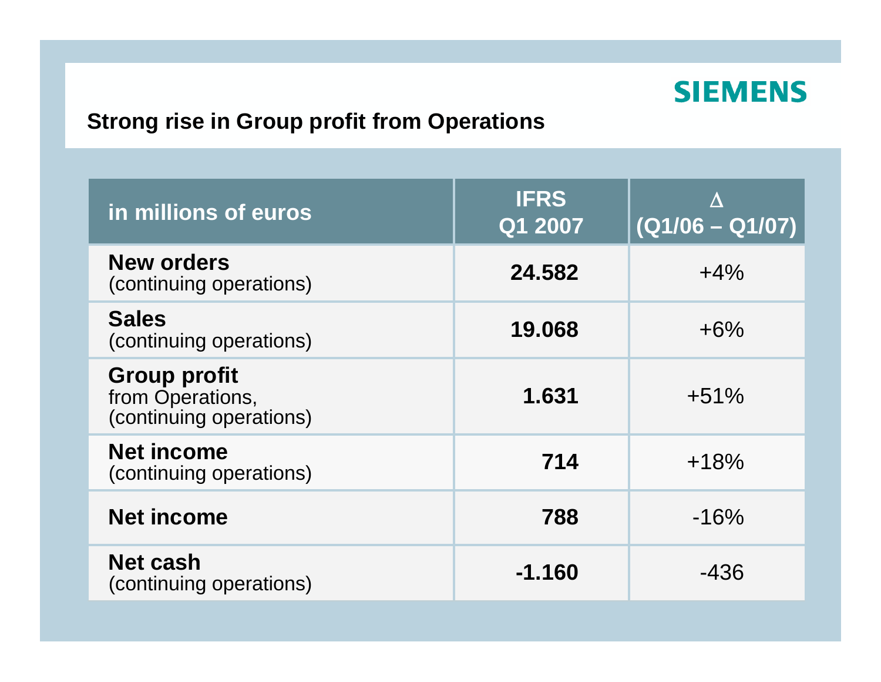SIEMENS

## Strong rise in Group profit from Operations

| in millions of euros | IFRS Q1 2007 | Δ (Q1/06 – Q1/07) |
|---|---|---|
| **New orders** (continuing operations) | **24.582** | +4% |
| **Sales** (continuing operations) | **19.068** | +6% |
| **Group profit** from Operations, (continuing operations) | **1.631** | +51% |
| **Net income** (continuing operations) | **714** | +18% |
| **Net income** | **788** | -16% |
| **Net cash** (continuing operations) | **-1.160** | -436 |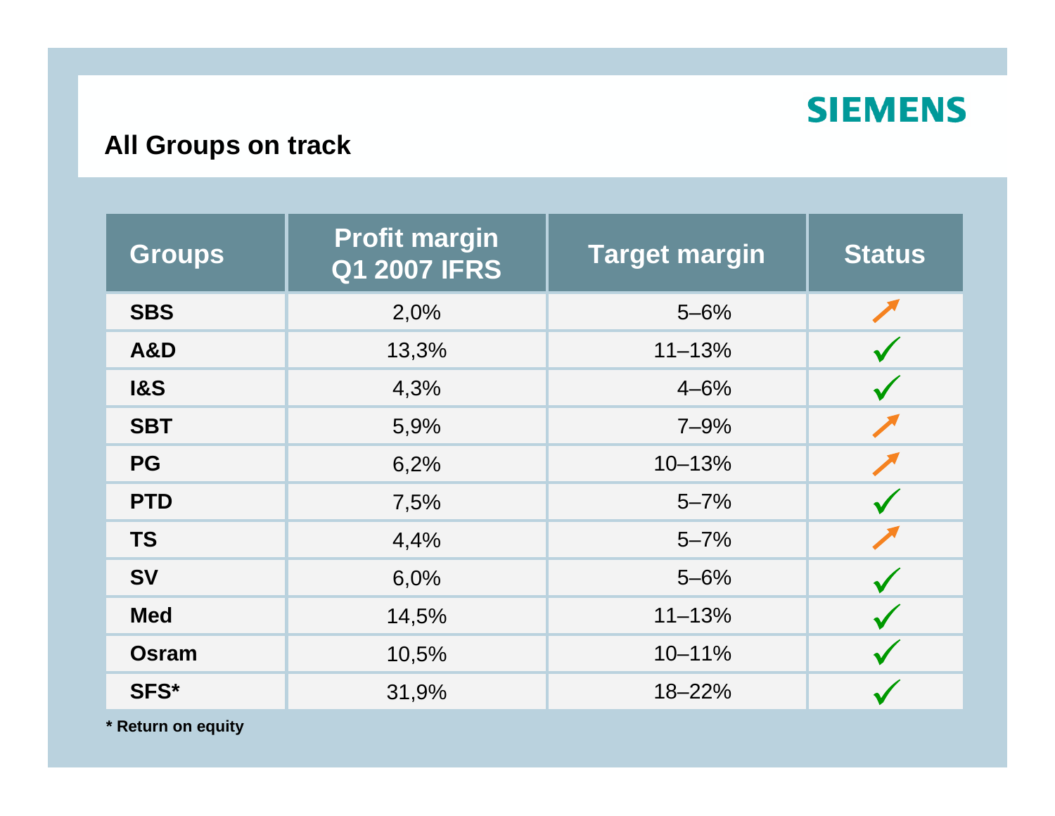SIEMENS

## All Groups on track

| Groups | Profit margin Q1 2007 IFRS | Target margin | Status |
|---|---|---|---|
| **SBS** | 2,0% | 5–6% | ↗ |
| **A&D** | 13,3% | 11–13% | ✓ |
| **I&S** | 4,3% | 4–6% | ✓ |
| **SBT** | 5,9% | 7–9% | ↗ |
| **PG** | 6,2% | 10–13% | ↗ |
| **PTD** | 7,5% | 5–7% | ✓ |
| **TS** | 4,4% | 5–7% | ↗ |
| **SV** | 6,0% | 5–6% | ✓ |
| **Med** | 14,5% | 11–13% | ✓ |
| **Osram** | 10,5% | 10–11% | ✓ |
| **SFS*** | 31,9% | 18–22% | ✓ |

**\* Return on equity**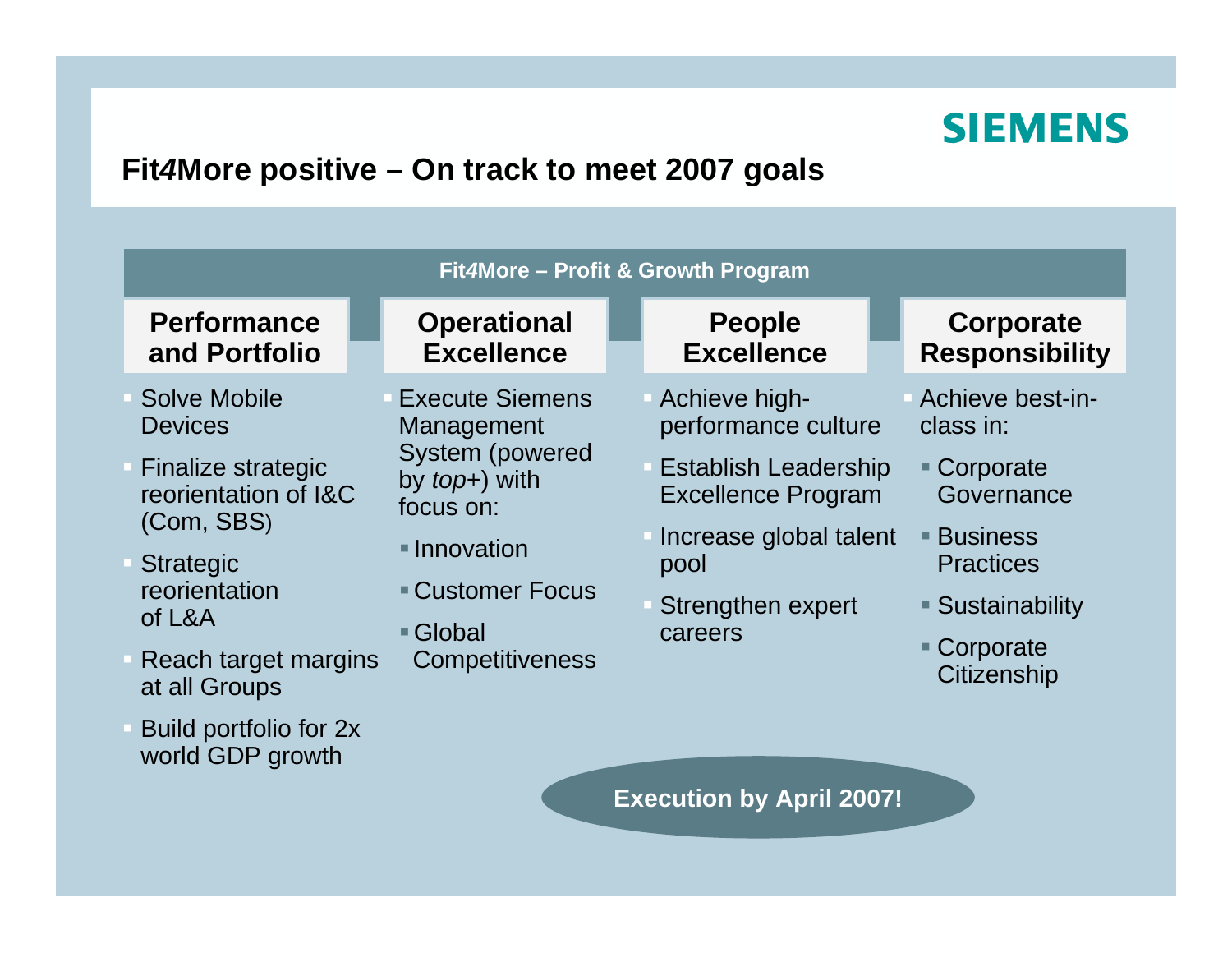## Fit*4*More positive – On track to meet 2007 goals

**Fit*4*More – Profit & Growth Program**

### Performance and Portfolio

- Solve Mobile Devices
- Finalize strategic reorientation of I&C (Com, SBS)
- Strategic reorientation of L&A
- Reach target margins at all Groups
- Build portfolio for 2x world GDP growth

### Operational Excellence

- Execute Siemens Management System (powered by *top*+) with focus on:
  - Innovation
  - Customer Focus
  - Global Competitiveness

### People Excellence

- Achieve high-performance culture
- Establish Leadership Excellence Program
- Increase global talent pool
- Strengthen expert careers

### Corporate Responsibility

- Achieve best-in-class in:
  - Corporate Governance
  - Business Practices
  - Sustainability
  - Corporate Citizenship

**Execution by April 2007!**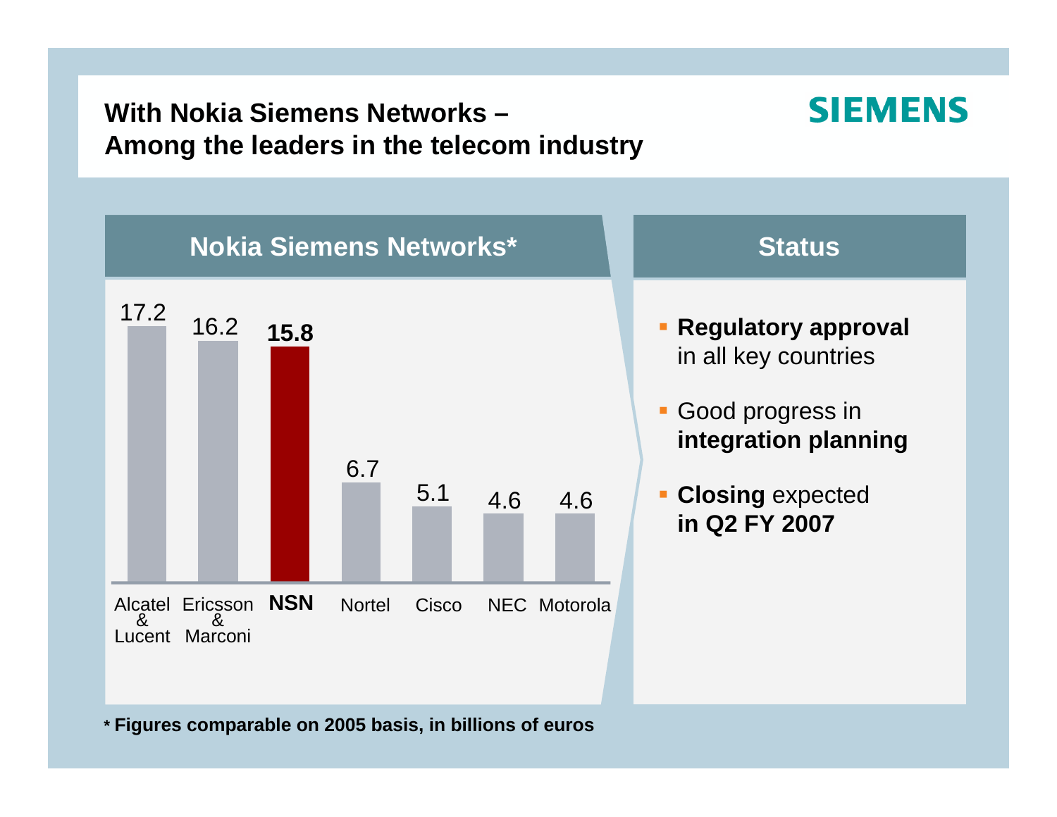# With Nokia Siemens Networks – Among the leaders in the telecom industry

SIEMENS

## Nokia Siemens Networks*

| Company | Value |
| --- | --- |
| Alcatel & Lucent | 17.2 |
| Ericsson & Marconi | 16.2 |
| **NSN** | **15.8** |
| Nortel | 6.7 |
| Cisco | 5.1 |
| NEC | 4.6 |
| Motorola | 4.6 |

## Status

- **Regulatory approval** in all key countries
- Good progress in **integration planning**
- **Closing** expected **in Q2 FY 2007**

**\* Figures comparable on 2005 basis, in billions of euros**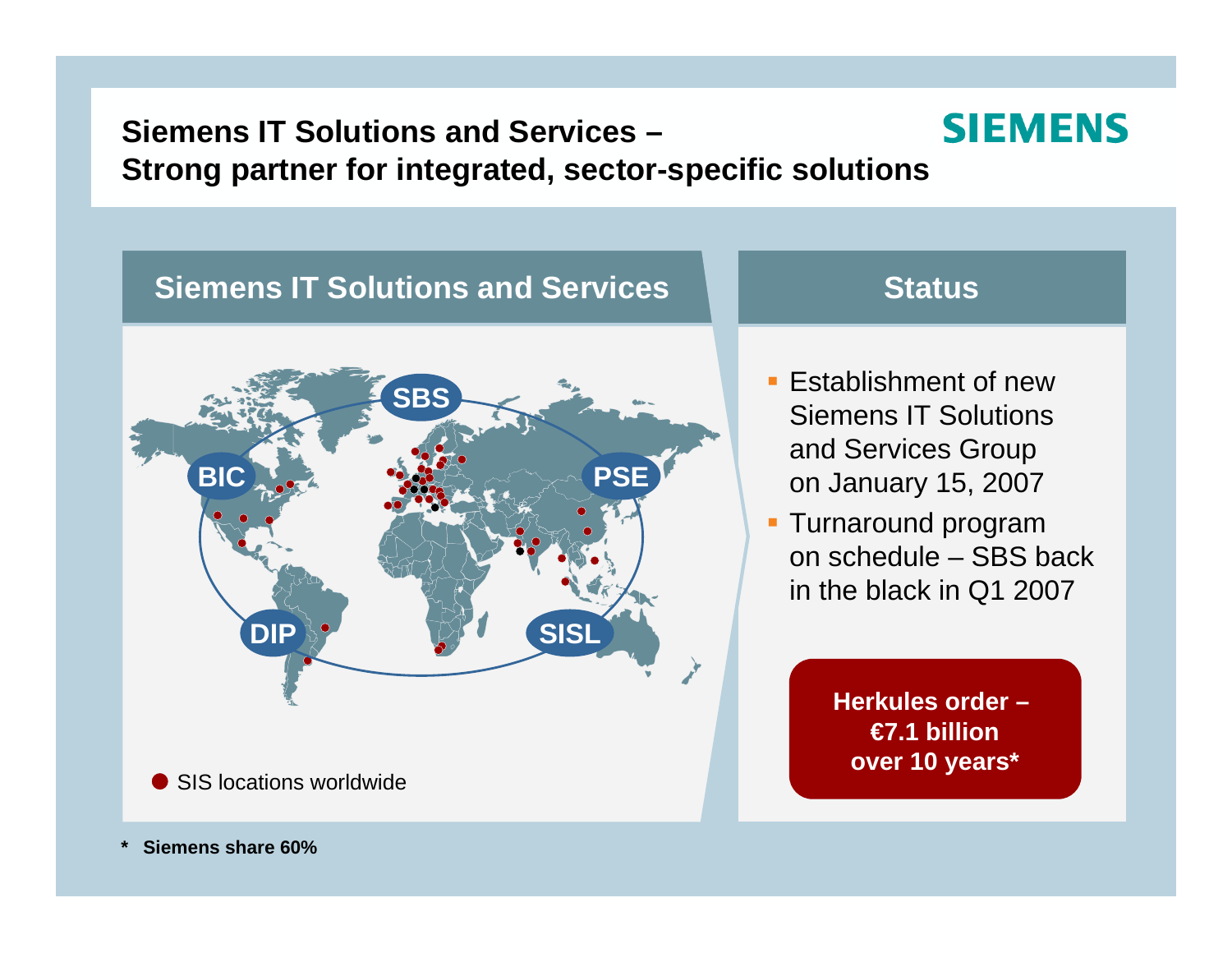# Siemens IT Solutions and Services – Strong partner for integrated, sector-specific solutions

SIEMENS

## Siemens IT Solutions and Services

SBS

BIC

PSE

DIP

SISL

● SIS locations worldwide

## Status

- Establishment of new Siemens IT Solutions and Services Group on January 15, 2007
- Turnaround program on schedule – SBS back in the black in Q1 2007

**Herkules order – €7.1 billion over 10 years***

**\* Siemens share 60%**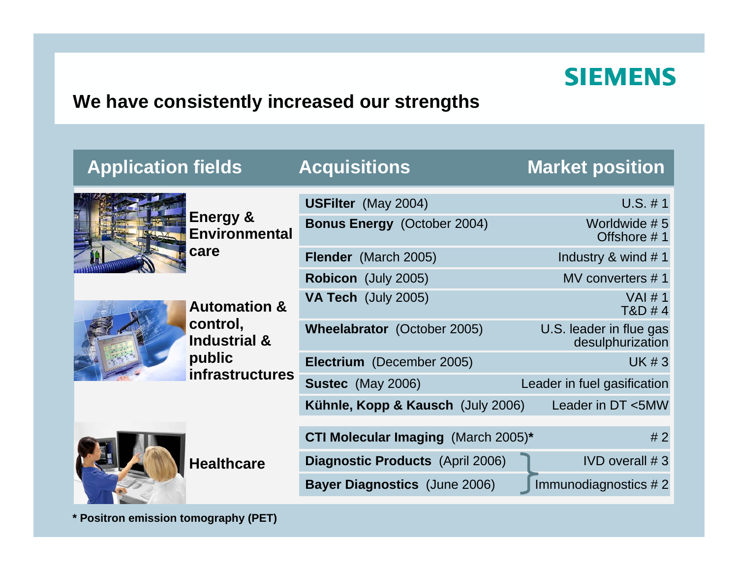## We have consistently increased our strengths

| Application fields | Acquisitions | Market position |
|---|---|---|
| Energy & Environmental care | **USFilter** (May 2004) | U.S. # 1 |
| | **Bonus Energy** (October 2004) | Worldwide # 5<br>Offshore # 1 |
| | **Flender** (March 2005) | Industry & wind # 1 |
| | **Robicon** (July 2005) | MV converters # 1 |
| Automation & control, Industrial & public infrastructures | **VA Tech** (July 2005) | VAI # 1<br>T&D # 4 |
| | **Wheelabrator** (October 2005) | U.S. leader in flue gas desulphurization |
| | **Electrium** (December 2005) | UK # 3 |
| | **Sustec** (May 2006) | Leader in fuel gasification |
| | **Kühnle, Kopp & Kausch** (July 2006) | Leader in DT <5MW |
| Healthcare | **CTI Molecular Imaging** (March 2005)* | # 2 |
| | **Diagnostic Products** (April 2006) | IVD overall # 3 |
| | **Bayer Diagnostics** (June 2006) | Immunodiagnostics # 2 |

**\* Positron emission tomography (PET)**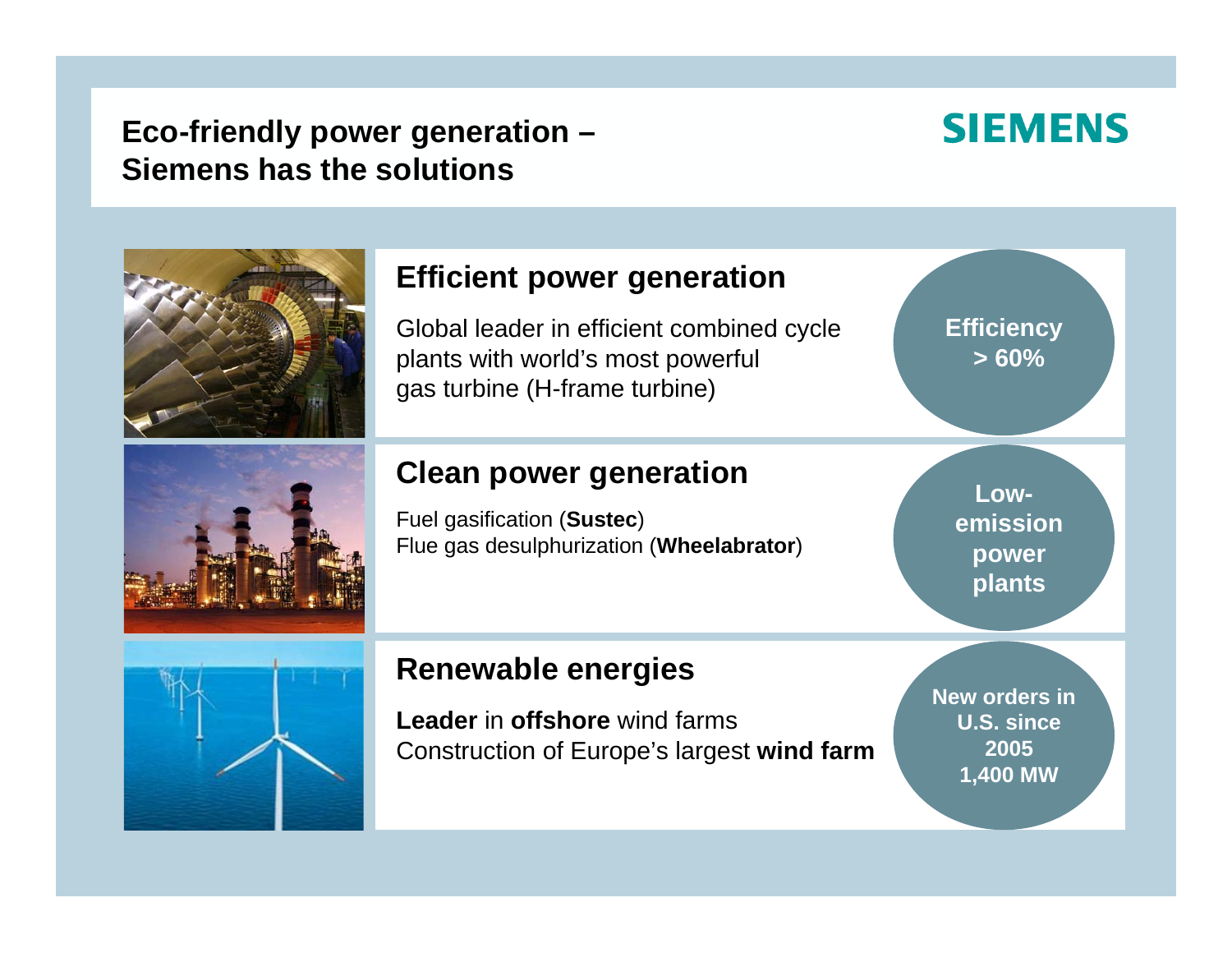# Eco-friendly power generation – Siemens has the solutions

SIEMENS

## Efficient power generation

Global leader in efficient combined cycle plants with world's most powerful gas turbine (H-frame turbine)

**Efficiency > 60%**

## Clean power generation

Fuel gasification (**Sustec**)
Flue gas desulphurization (**Wheelabrator**)

**Low-emission power plants**

## Renewable energies

**Leader** in **offshore** wind farms
Construction of Europe's largest **wind farm**

**New orders in U.S. since 2005 1,400 MW**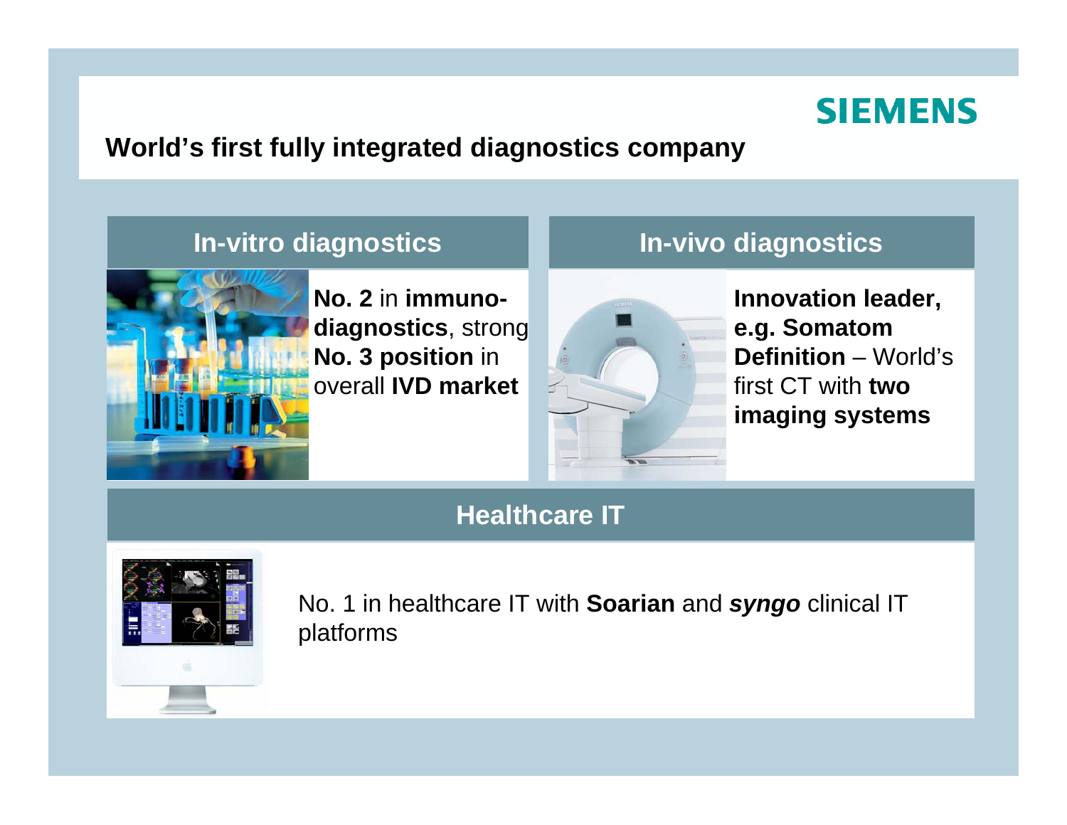# World's first fully integrated diagnostics company

## In-vitro diagnostics

**No. 2** in **immuno-diagnostics**, strong **No. 3 position** in overall **IVD market**

## In-vivo diagnostics

**Innovation leader, e.g. Somatom Definition** – World's first CT with **two imaging systems**

## Healthcare IT

No. 1 in healthcare IT with **Soarian** and ***syngo*** clinical IT platforms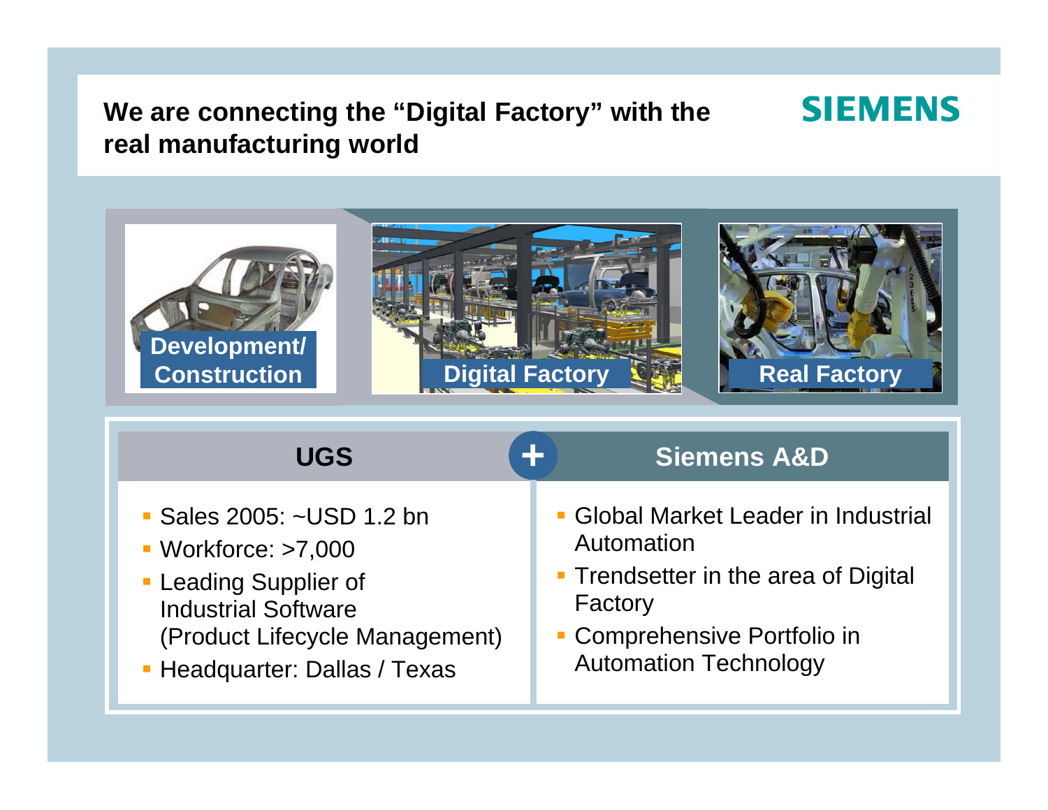# We are connecting the "Digital Factory" with the real manufacturing world

SIEMENS

Development/ Construction

Digital Factory

Real Factory

## UGS

- Sales 2005: ~USD 1.2 bn
- Workforce: >7,000
- Leading Supplier of Industrial Software (Product Lifecycle Management)
- Headquarter: Dallas / Texas

+

## Siemens A&D

- Global Market Leader in Industrial Automation
- Trendsetter in the area of Digital Factory
- Comprehensive Portfolio in Automation Technology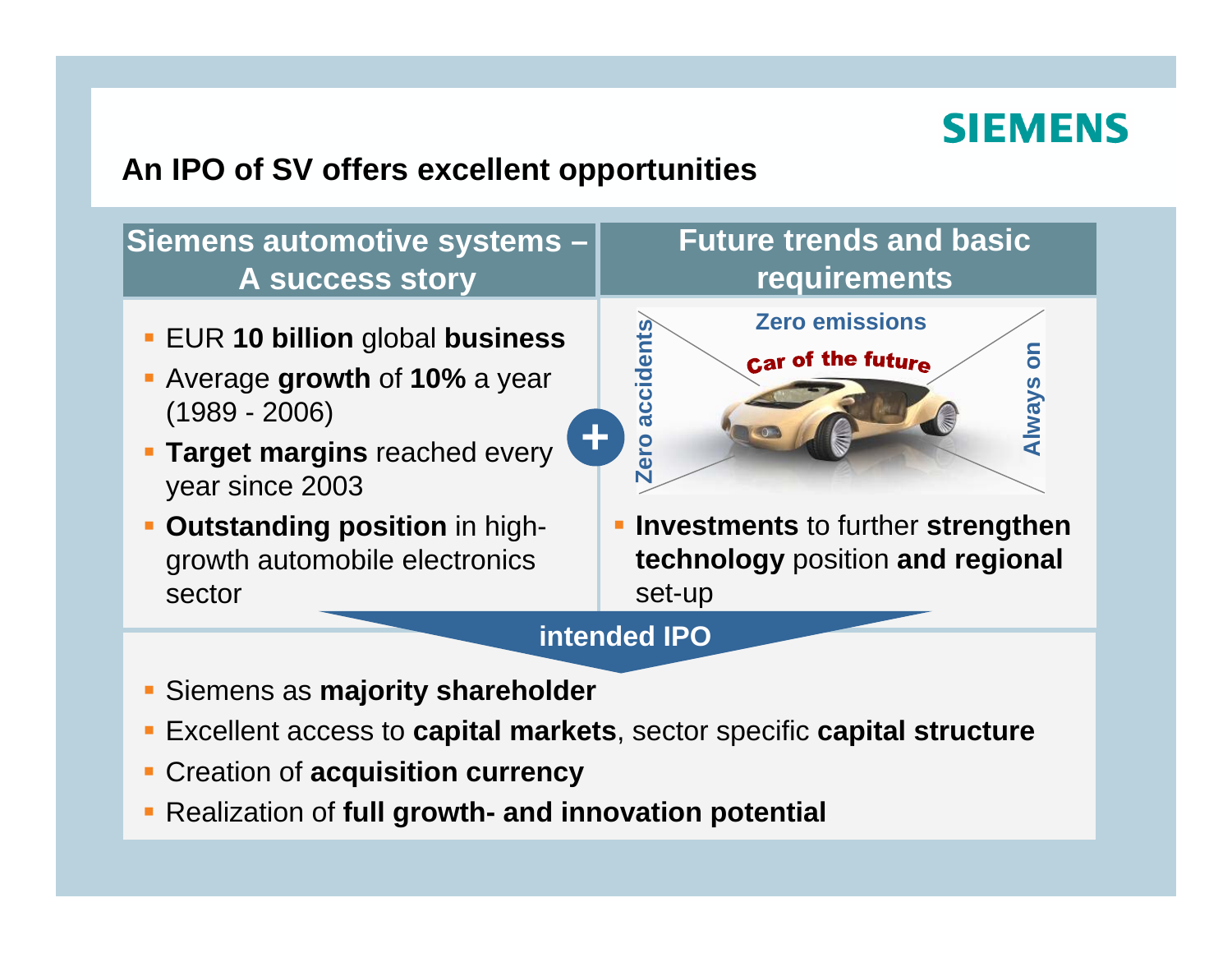SIEMENS

## An IPO of SV offers excellent opportunities

### Siemens automotive systems – A success story

- EUR **10 billion** global **business**
- Average **growth** of **10%** a year (1989 - 2006)
- **Target margins** reached every year since 2003
- **Outstanding position** in high-growth automobile electronics sector

+

### Future trends and basic requirements

Zero emissions

Car of the future

Zero accidents

Always on

- **Investments** to further **strengthen technology** position **and regional** set-up

**intended IPO**

- Siemens as **majority shareholder**
- Excellent access to **capital markets**, sector specific **capital structure**
- Creation of **acquisition currency**
- Realization of **full growth- and innovation potential**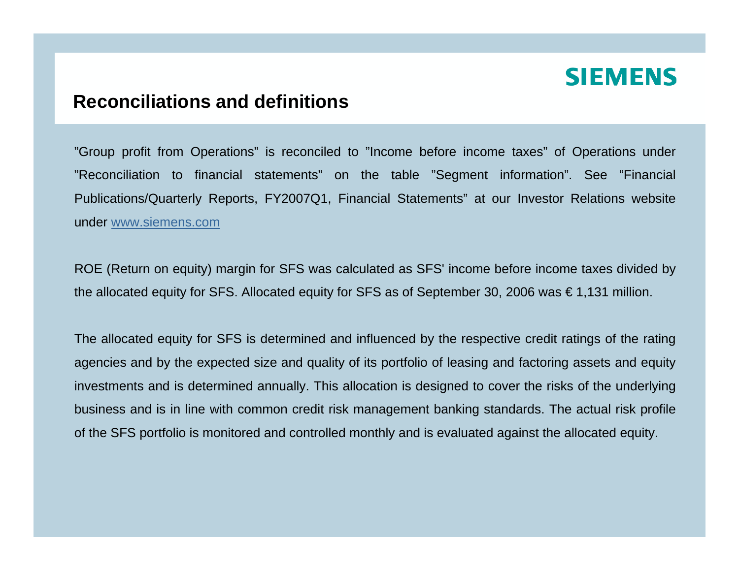SIEMENS

# Reconciliations and definitions

”Group profit from Operations” is reconciled to ”Income before income taxes” of Operations under ”Reconciliation to financial statements” on the table ”Segment information”. See ”Financial Publications/Quarterly Reports, FY2007Q1, Financial Statements” at our Investor Relations website under www.siemens.com

ROE (Return on equity) margin for SFS was calculated as SFS' income before income taxes divided by the allocated equity for SFS. Allocated equity for SFS as of September 30, 2006 was € 1,131 million.

The allocated equity for SFS is determined and influenced by the respective credit ratings of the rating agencies and by the expected size and quality of its portfolio of leasing and factoring assets and equity investments and is determined annually. This allocation is designed to cover the risks of the underlying business and is in line with common credit risk management banking standards. The actual risk profile of the SFS portfolio is monitored and controlled monthly and is evaluated against the allocated equity.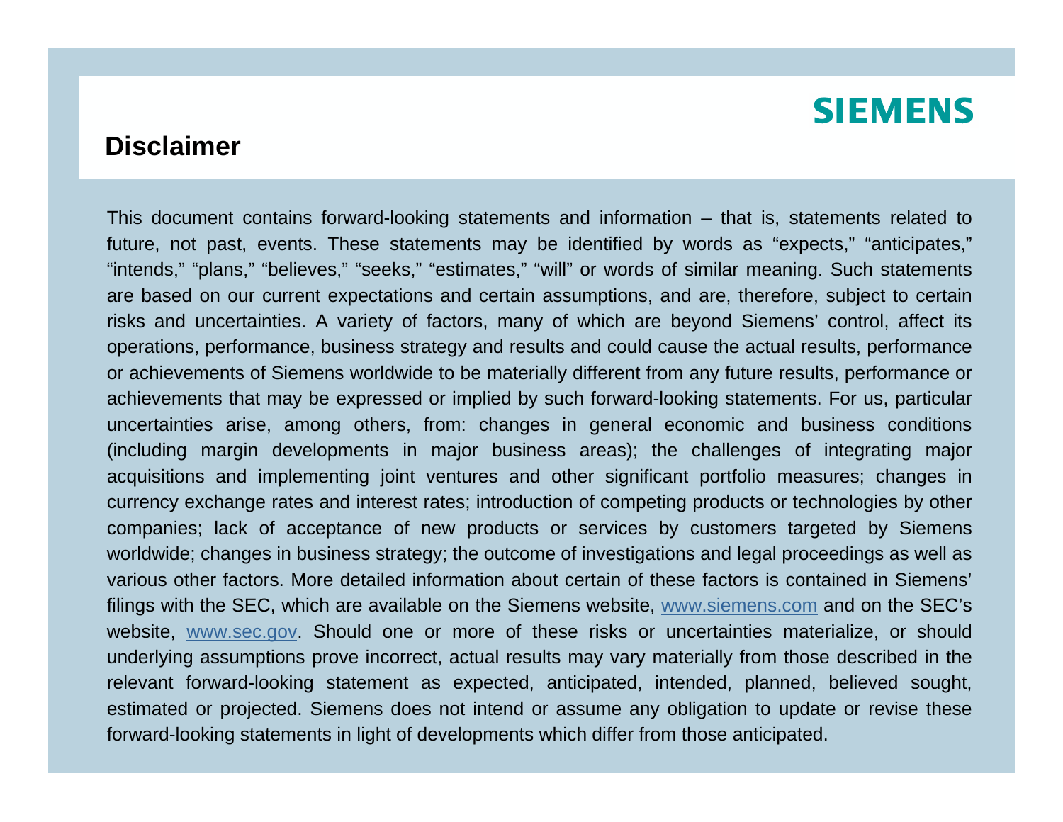SIEMENS

## Disclaimer

This document contains forward-looking statements and information – that is, statements related to future, not past, events. These statements may be identified by words as “expects,” “anticipates,” “intends,” “plans,” “believes,” “seeks,” “estimates,” “will” or words of similar meaning. Such statements are based on our current expectations and certain assumptions, and are, therefore, subject to certain risks and uncertainties. A variety of factors, many of which are beyond Siemens’ control, affect its operations, performance, business strategy and results and could cause the actual results, performance or achievements of Siemens worldwide to be materially different from any future results, performance or achievements that may be expressed or implied by such forward-looking statements. For us, particular uncertainties arise, among others, from: changes in general economic and business conditions (including margin developments in major business areas); the challenges of integrating major acquisitions and implementing joint ventures and other significant portfolio measures; changes in currency exchange rates and interest rates; introduction of competing products or technologies by other companies; lack of acceptance of new products or services by customers targeted by Siemens worldwide; changes in business strategy; the outcome of investigations and legal proceedings as well as various other factors. More detailed information about certain of these factors is contained in Siemens’ filings with the SEC, which are available on the Siemens website, www.siemens.com and on the SEC’s website, www.sec.gov. Should one or more of these risks or uncertainties materialize, or should underlying assumptions prove incorrect, actual results may vary materially from those described in the relevant forward-looking statement as expected, anticipated, intended, planned, believed sought, estimated or projected. Siemens does not intend or assume any obligation to update or revise these forward-looking statements in light of developments which differ from those anticipated.